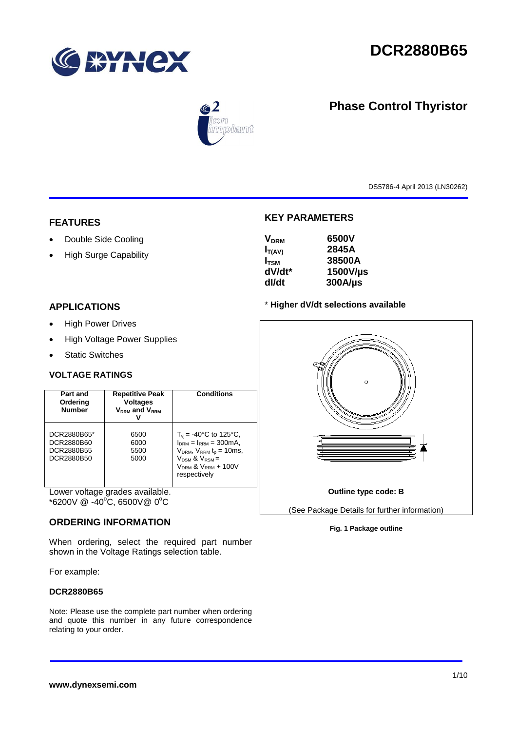# DCR2880B65

## Phase Control Thyristor

DS5786-4 April 2013 (LN30262)

## FEATURES

- Double Side Cooling
- High Surge Capability

## APPLICATIONS

- High Power Drives
- High Voltage Power Supplies
- Static Switches

## KEY PARAMETERS

| | |
|---|---|
| $V_{DRM}$ | 6500V |
| $I_{T(AV)}$ | 2845A |
| $I_{TSM}$ | 38500A |
| dV/dt* | 1500V/µs |
| dI/dt | 300A/µs |

**\* Higher dV/dt selections available**

## VOLTAGE RATINGS

| Part and Ordering Number | Repetitive Peak Voltages $V_{DRM}$ and $V_{RRM}$ V | Conditions |
|---|---|---|
| DCR2880B65*<br>DCR2880B60<br>DCR2880B55<br>DCR2880B50 | 6500<br>6000<br>5500<br>5000 | $T_{vj}$ = -40°C to 125°C, $I_{DRM}$ = $I_{RRM}$ = 300mA, $V_{DRM}$, $V_{RRM}$ $t_p$ = 10ms, $V_{DSM}$ & $V_{RSM}$ = $V_{DRM}$ & $V_{RRM}$ + 100V respectively |

Lower voltage grades available.
*6200V @ -40°C, 6500V@ 0°C

Outline type code: B

(See Package Details for further information)

**Fig. 1 Package outline**

## ORDERING INFORMATION

When ordering, select the required part number shown in the Voltage Ratings selection table.

For example:

**DCR2880B65**

Note: Please use the complete part number when ordering and quote this number in any future correspondence relating to your order.

**www.dynexsemi.com**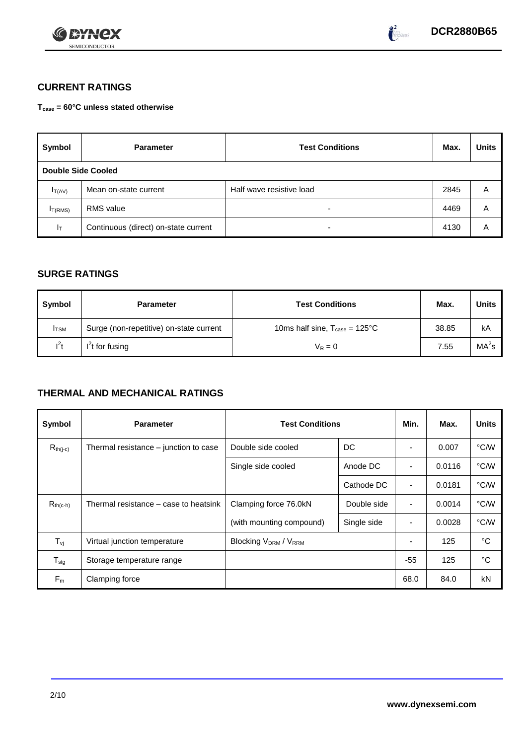## CURRENT RATINGS

**$T_{case}$ = 60°C unless stated otherwise**

| Symbol | Parameter | Test Conditions | Max. | Units |
|---|---|---|---|---|
| **Double Side Cooled** | | | | |
| $I_{T(AV)}$ | Mean on-state current | Half wave resistive load | 2845 | A |
| $I_{T(RMS)}$ | RMS value | - | 4469 | A |
| $I_T$ | Continuous (direct) on-state current | - | 4130 | A |

## SURGE RATINGS

| Symbol | Parameter | Test Conditions | Max. | Units |
|---|---|---|---|---|
| $I_{TSM}$ | Surge (non-repetitive) on-state current | 10ms half sine, $T_{case}$ = 125°C | 38.85 | kA |
| $I^2t$ | $I^2t$ for fusing | $V_R = 0$ | 7.55 | $MA^2s$ |

## THERMAL AND MECHANICAL RATINGS

| Symbol | Parameter | Test Conditions | | Min. | Max. | Units |
|---|---|---|---|---|---|---|
| $R_{th(j-c)}$ | Thermal resistance – junction to case | Double side cooled | DC | - | 0.007 | °C/W |
| | | Single side cooled | Anode DC | - | 0.0116 | °C/W |
| | | | Cathode DC | - | 0.0181 | °C/W |
| $R_{th(c-h)}$ | Thermal resistance – case to heatsink | Clamping force 76.0kN | Double side | - | 0.0014 | °C/W |
| | | (with mounting compound) | Single side | - | 0.0028 | °C/W |
| $T_{vj}$ | Virtual junction temperature | Blocking $V_{DRM}$ / $V_{RRM}$ | | - | 125 | °C |
| $T_{stg}$ | Storage temperature range | | | -55 | 125 | °C |
| $F_m$ | Clamping force | | | 68.0 | 84.0 | kN |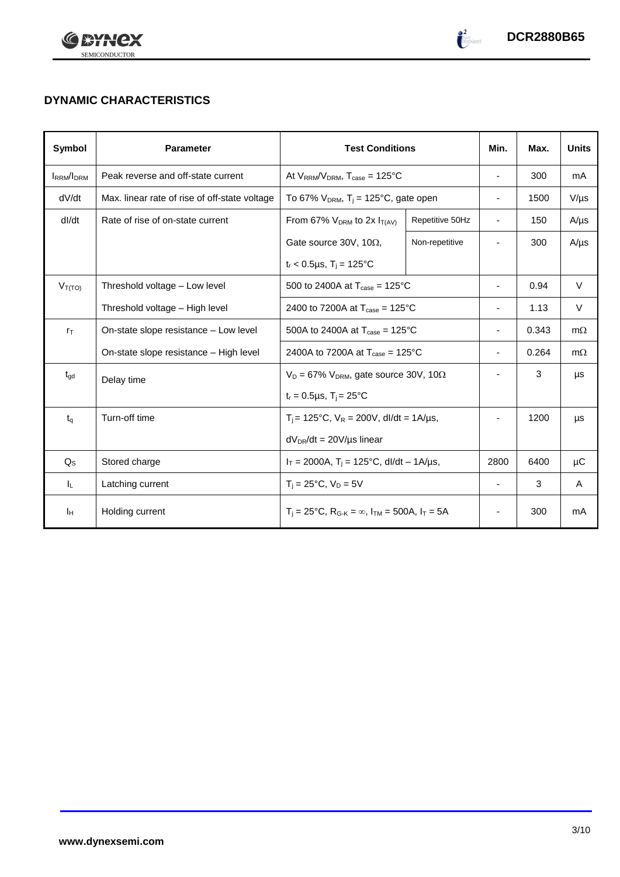## DYNAMIC CHARACTERISTICS

| Symbol | Parameter | Test Conditions | | Min. | Max. | Units |
|---|---|---|---|---|---|---|
| $I_{RRM}/I_{DRM}$ | Peak reverse and off-state current | At $V_{RRM}/V_{DRM}$, $T_{case}$ = 125°C | | - | 300 | mA |
| dV/dt | Max. linear rate of rise of off-state voltage | To 67% $V_{DRM}$, $T_j$ = 125°C, gate open | | - | 1500 | V/µs |
| dI/dt | Rate of rise of on-state current | From 67% $V_{DRM}$ to 2x $I_{T(AV)}$ | Repetitive 50Hz | - | 150 | A/µs |
| | | Gate source 30V, 10Ω, $t_r$ < 0.5µs, $T_j$ = 125°C | Non-repetitive | - | 300 | A/µs |
| $V_{T(TO)}$ | Threshold voltage – Low level | 500 to 2400A at $T_{case}$ = 125°C | | - | 0.94 | V |
| | Threshold voltage – High level | 2400 to 7200A at $T_{case}$ = 125°C | | - | 1.13 | V |
| $r_T$ | On-state slope resistance – Low level | 500A to 2400A at $T_{case}$ = 125°C | | - | 0.343 | mΩ |
| | On-state slope resistance – High level | 2400A to 7200A at $T_{case}$ = 125°C | | - | 0.264 | mΩ |
| $t_{gd}$ | Delay time | $V_D$ = 67% $V_{DRM}$, gate source 30V, 10Ω $t_r$ = 0.5µs, $T_j$ = 25°C | | - | 3 | µs |
| $t_q$ | Turn-off time | $T_j$ = 125°C, $V_R$ = 200V, dI/dt = 1A/µs, $dV_{DR}/dt$ = 20V/µs linear | | - | 1200 | µs |
| $Q_S$ | Stored charge | $I_T$ = 2000A, $T_j$ = 125°C, dI/dt – 1A/µs, | | 2800 | 6400 | µC |
| $I_L$ | Latching current | $T_j$ = 25°C, $V_D$ = 5V | | - | 3 | A |
| $I_H$ | Holding current | $T_j$ = 25°C, $R_{G-K}$ = ∞, $I_{TM}$ = 500A, $I_T$ = 5A | | - | 300 | mA |

www.dynexsemi.com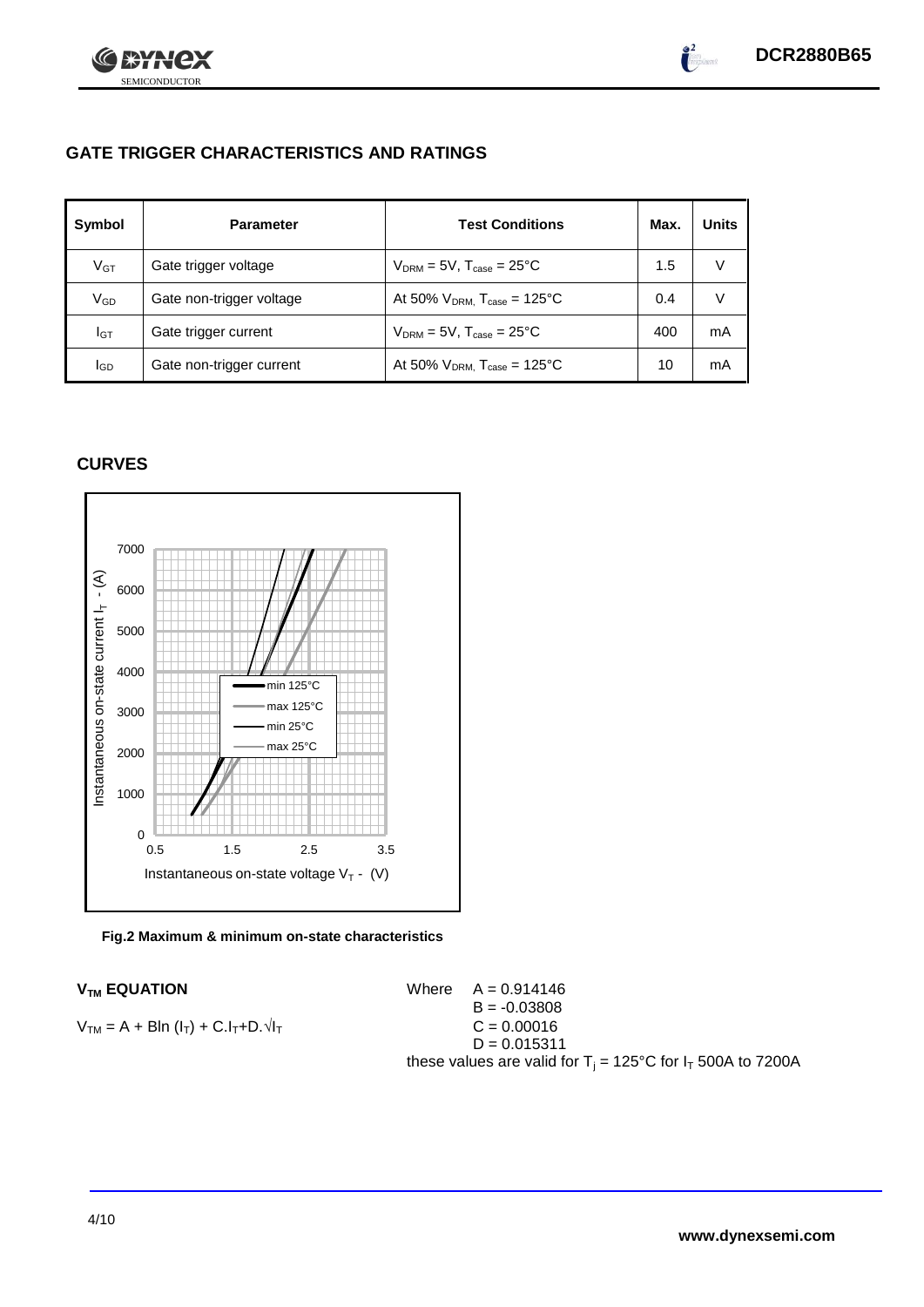## GATE TRIGGER CHARACTERISTICS AND RATINGS

| Symbol | Parameter | Test Conditions | Max. | Units |
|---|---|---|---|---|
| $V_{GT}$ | Gate trigger voltage | $V_{DRM} = 5V$, $T_{case} = 25°C$ | 1.5 | V |
| $V_{GD}$ | Gate non-trigger voltage | At 50% $V_{DRM}$, $T_{case} = 125°C$ | 0.4 | V |
| $I_{GT}$ | Gate trigger current | $V_{DRM} = 5V$, $T_{case} = 25°C$ | 400 | mA |
| $I_{GD}$ | Gate non-trigger current | At 50% $V_{DRM}$, $T_{case} = 125°C$ | 10 | mA |

## CURVES

**Fig.2 Maximum & minimum on-state characteristics**

### $V_{TM}$ EQUATION

$$V_{TM} = A + B\ln(I_T) + C.I_T + D.\sqrt{I_T}$$

Where $A = 0.914146$
$B = -0.03808$
$C = 0.00016$
$D = 0.015311$

these values are valid for $T_j = 125°C$ for $I_T$ 500A to 7200A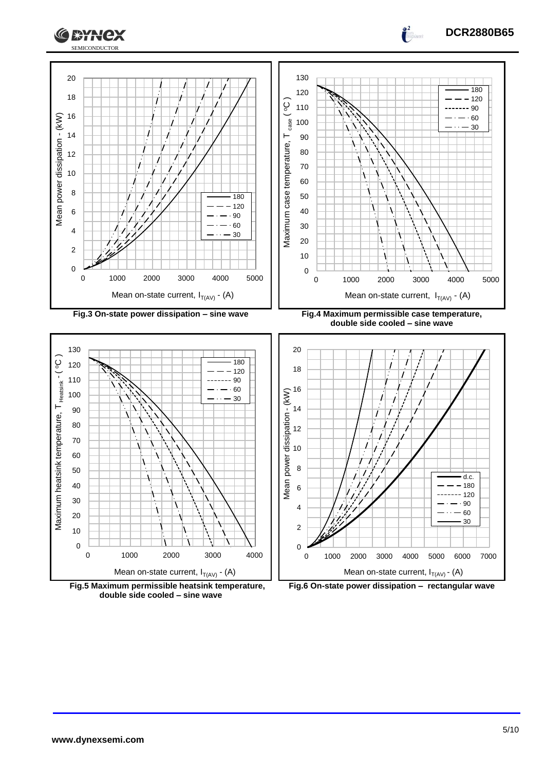Fig.3 On-state power dissipation – sine wave

Fig.4 Maximum permissible case temperature, double side cooled – sine wave

Fig.5 Maximum permissible heatsink temperature, double side cooled – sine wave

Fig.6 On-state power dissipation – rectangular wave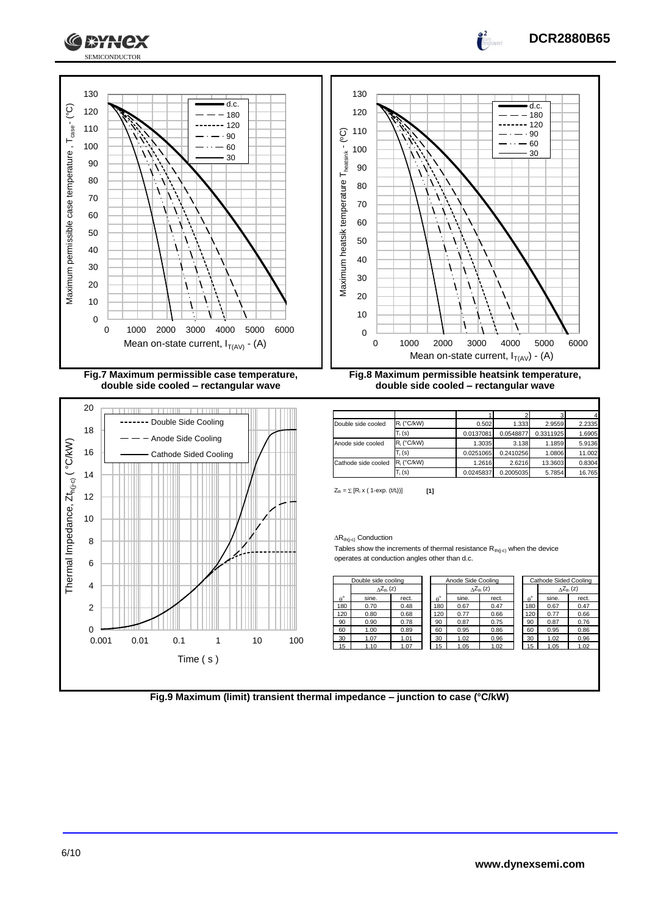Fig.7 Maximum permissible case temperature, double side cooled – rectangular wave

Fig.8 Maximum permissible heatsink temperature, double side cooled – rectangular wave

| | | 1 | 2 | 3 | 4 |
|---|---|---|---|---|---|
| Double side cooled | $R_i$ (°C/kW) | 0.502 | 1.333 | 2.9559 | 2.2335 |
| | $T_i$ (s) | 0.0137081 | 0.0548877 | 0.3311925 | 1.6905 |
| Anode side cooled | $R_i$ (°C/kW) | 1.3035 | 3.138 | 1.1859 | 5.9136 |
| | $T_i$ (s) | 0.0251065 | 0.2410256 | 1.0806 | 11.002 |
| Cathode side cooled | $R_i$ (°C/kW) | 1.2616 | 2.6216 | 13.3603 | 0.8304 |
| | $T_i$ (s) | 0.0245837 | 0.2005035 | 5.7854 | 16.765 |

$Z_{th} = \sum [R_i \times (1\text{-exp.} (t/t_i))]$ **[1]**

$\Delta R_{th(j-c)}$ Conduction

Tables show the increments of thermal resistance $R_{th(j-c)}$ when the device operates at conduction angles other than d.c.

| Double side cooling | | |
|---|---|---|
| | $\Delta Z_{th}$ (z) | |
| $\theta°$ | sine. | rect. |
| 180 | 0.70 | 0.48 |
| 120 | 0.80 | 0.68 |
| 90 | 0.90 | 0.78 |
| 60 | 1.00 | 0.89 |
| 30 | 1.07 | 1.01 |
| 15 | 1.10 | 1.07 |

| Anode Side Cooling | | |
|---|---|---|
| | $\Delta Z_{th}$ (z) | |
| $\theta°$ | sine. | rect. |
| 180 | 0.67 | 0.47 |
| 120 | 0.77 | 0.66 |
| 90 | 0.87 | 0.75 |
| 60 | 0.95 | 0.86 |
| 30 | 1.02 | 0.96 |
| 15 | 1.05 | 1.02 |

| Cathode Sided Cooling | | |
|---|---|---|
| | $\Delta Z_{th}$ (z) | |
| $\theta°$ | sine. | rect. |
| 180 | 0.67 | 0.47 |
| 120 | 0.77 | 0.66 |
| 90 | 0.87 | 0.76 |
| 60 | 0.95 | 0.86 |
| 30 | 1.02 | 0.96 |
| 15 | 1.05 | 1.02 |

Fig.9 Maximum (limit) transient thermal impedance – junction to case (°C/kW)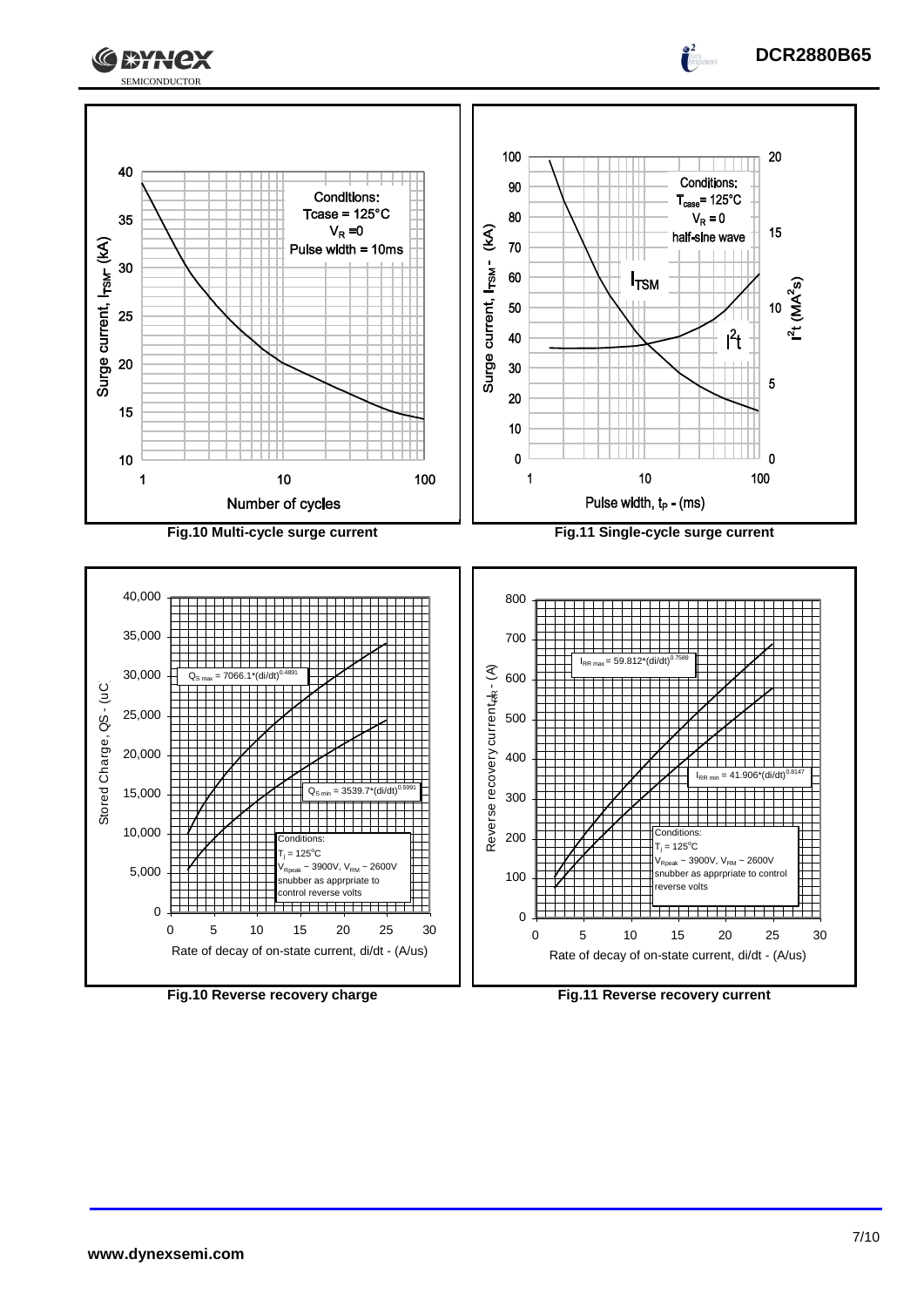Conditions:
Tcase = 125°C
$V_R$ = 0
Pulse width = 10ms

Surge current, $I_{TSM}$ (kA)

Number of cycles

**Fig.10 Multi-cycle surge current**

Conditions:
$T_{case}$ = 125°C
$V_R$ = 0
half-sine wave

$I_{TSM}$

$I^2t$

Surge current, $I_{TSM}$ - (kA)

$I^2t$ ($MA^2s$)

Pulse width, $t_P$ - (ms)

**Fig.11 Single-cycle surge current**

$Q_{S\,max} = 7066.1*(di/dt)^{0.4891}$

$Q_{S\,min} = 3539.7*(di/dt)^{0.5991}$

Conditions:
$T_j$ = 125°C
$V_{Rpeak}$ ~ 3900V, $V_{RM}$ ~ 2600V
snubber as apprpriate to control reverse volts

Stored Charge, QS - (uC)

Rate of decay of on-state current, di/dt - (A/us)

**Fig.10 Reverse recovery charge**

$I_{RR\,max} = 59.812*(di/dt)^{0.7589}$

$I_{RR\,min} = 41.906*(di/dt)^{0.8147}$

Conditions:
$T_j$ = 125°C
$V_{Rpeak}$ ~ 3900V, $V_{RM}$ ~ 2600V
snubber as apprpriate to control reverse volts

Reverse recovery current $I_{RR}$ - (A)

Rate of decay of on-state current, di/dt - (A/us)

**Fig.11 Reverse recovery current**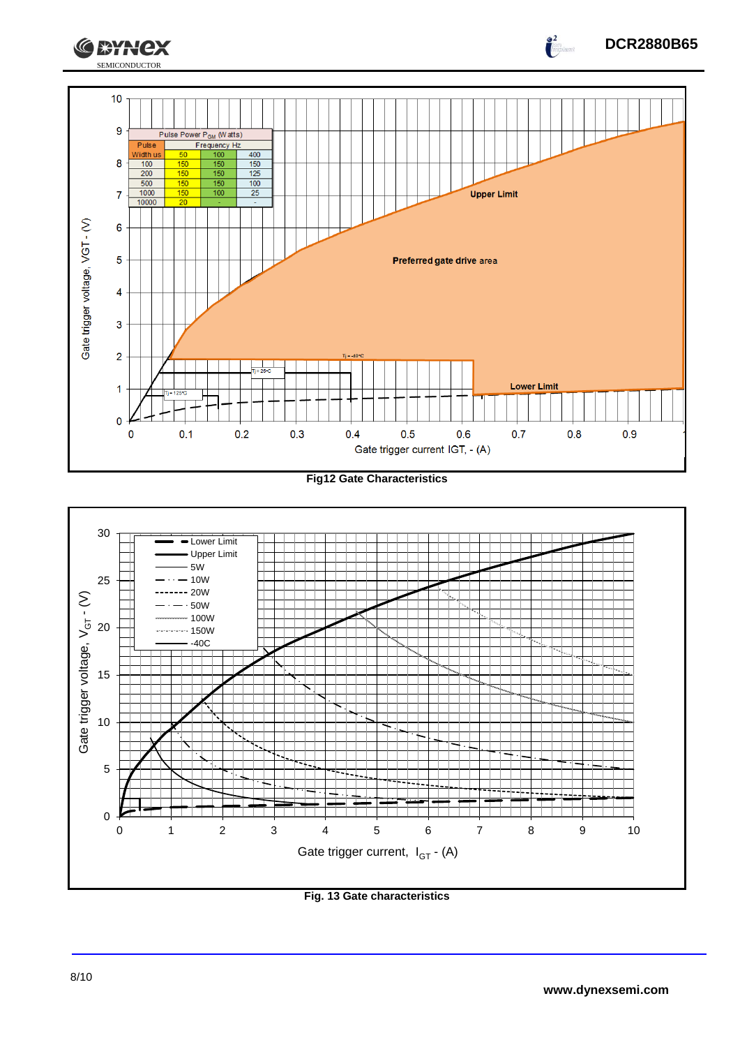| Pulse Width us | Pulse Power $P_{GM}$ (Watts) Frequency Hz 50 | 100 | 400 |
|---|---|---|---|
| 100 | 150 | 150 | 150 |
| 200 | 150 | 150 | 125 |
| 500 | 150 | 150 | 100 |
| 1000 | 150 | 100 | 25 |
| 10000 | 20 | - | - |

**Fig12 Gate Characteristics**

**Fig. 13 Gate characteristics**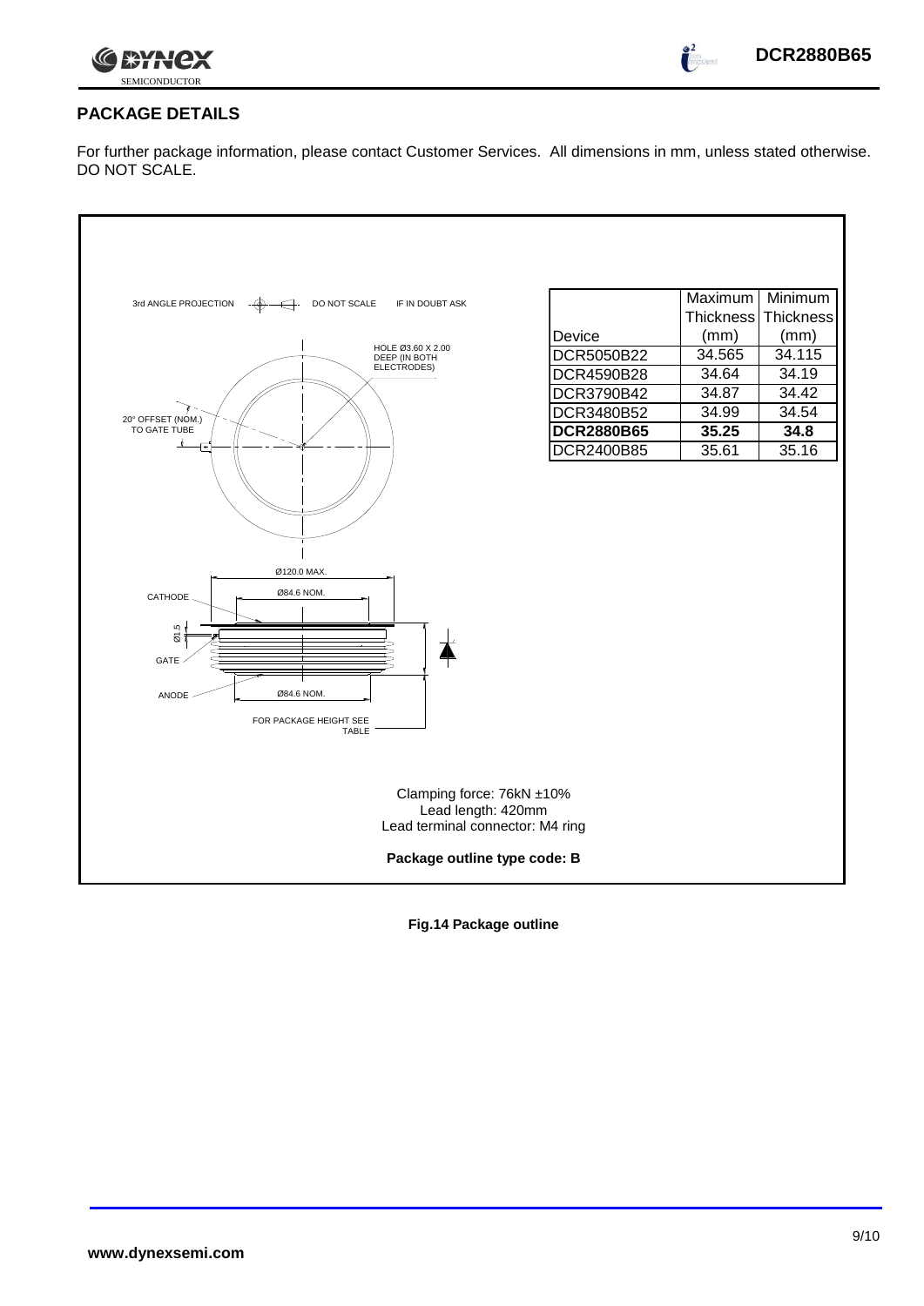## PACKAGE DETAILS

For further package information, please contact Customer Services. All dimensions in mm, unless stated otherwise. DO NOT SCALE.

3rd ANGLE PROJECTION DO NOT SCALE IF IN DOUBT ASK

HOLE Ø3.60 X 2.00 DEEP (IN BOTH ELECTRODES)

20° OFFSET (NOM.) TO GATE TUBE

Ø120.0 MAX.

Ø84.6 NOM.

CATHODE

Ø1.5

GATE

ANODE

Ø84.6 NOM.

FOR PACKAGE HEIGHT SEE TABLE

| Device | Maximum Thickness (mm) | Minimum Thickness (mm) |
|---|---|---|
| DCR5050B22 | 34.565 | 34.115 |
| DCR4590B28 | 34.64 | 34.19 |
| DCR3790B42 | 34.87 | 34.42 |
| DCR3480B52 | 34.99 | 34.54 |
| **DCR2880B65** | **35.25** | **34.8** |
| DCR2400B85 | 35.61 | 35.16 |

Clamping force: 76kN ±10%
Lead length: 420mm
Lead terminal connector: M4 ring

**Package outline type code: B**

**Fig.14 Package outline**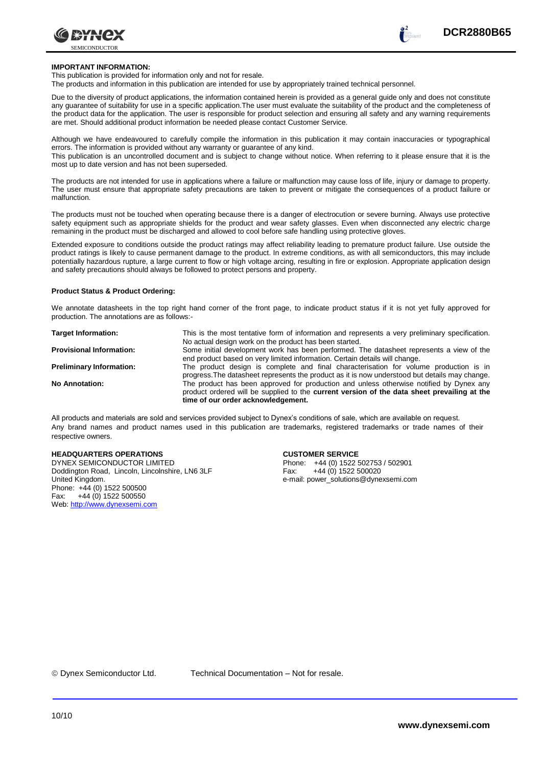**IMPORTANT INFORMATION:**

This publication is provided for information only and not for resale.

The products and information in this publication are intended for use by appropriately trained technical personnel.

Due to the diversity of product applications, the information contained herein is provided as a general guide only and does not constitute any guarantee of suitability for use in a specific application.The user must evaluate the suitability of the product and the completeness of the product data for the application. The user is responsible for product selection and ensuring all safety and any warning requirements are met. Should additional product information be needed please contact Customer Service.

Although we have endeavoured to carefully compile the information in this publication it may contain inaccuracies or typographical errors. The information is provided without any warranty or guarantee of any kind.

This publication is an uncontrolled document and is subject to change without notice. When referring to it please ensure that it is the most up to date version and has not been superseded.

The products are not intended for use in applications where a failure or malfunction may cause loss of life, injury or damage to property. The user must ensure that appropriate safety precautions are taken to prevent or mitigate the consequences of a product failure or malfunction.

The products must not be touched when operating because there is a danger of electrocution or severe burning. Always use protective safety equipment such as appropriate shields for the product and wear safety glasses. Even when disconnected any electric charge remaining in the product must be discharged and allowed to cool before safe handling using protective gloves.

Extended exposure to conditions outside the product ratings may affect reliability leading to premature product failure. Use outside the product ratings is likely to cause permanent damage to the product. In extreme conditions, as with all semiconductors, this may include potentially hazardous rupture, a large current to flow or high voltage arcing, resulting in fire or explosion. Appropriate application design and safety precautions should always be followed to protect persons and property.

**Product Status & Product Ordering:**

We annotate datasheets in the top right hand corner of the front page, to indicate product status if it is not yet fully approved for production. The annotations are as follows:-

| | |
|---|---|
| **Target Information:** | This is the most tentative form of information and represents a very preliminary specification. No actual design work on the product has been started. |
| **Provisional Information:** | Some initial development work has been performed. The datasheet represents a view of the end product based on very limited information. Certain details will change. |
| **Preliminary Information:** | The product design is complete and final characterisation for volume production is in progress.The datasheet represents the product as it is now understood but details may change. |
| **No Annotation:** | The product has been approved for production and unless otherwise notified by Dynex any product ordered will be supplied to the **current version of the data sheet prevailing at the time of our order acknowledgement.** |

All products and materials are sold and services provided subject to Dynex's conditions of sale, which are available on request.

Any brand names and product names used in this publication are trademarks, registered trademarks or trade names of their respective owners.

**HEADQUARTERS OPERATIONS**

DYNEX SEMICONDUCTOR LIMITED
Doddington Road, Lincoln, Lincolnshire, LN6 3LF
United Kingdom.
Phone: +44 (0) 1522 500500
Fax: +44 (0) 1522 500550
Web: http://www.dynexsemi.com

**CUSTOMER SERVICE**

Phone: +44 (0) 1522 502753 / 502901
Fax: +44 (0) 1522 500020
e-mail: power_solutions@dynexsemi.com

© Dynex Semiconductor Ltd. Technical Documentation – Not for resale.